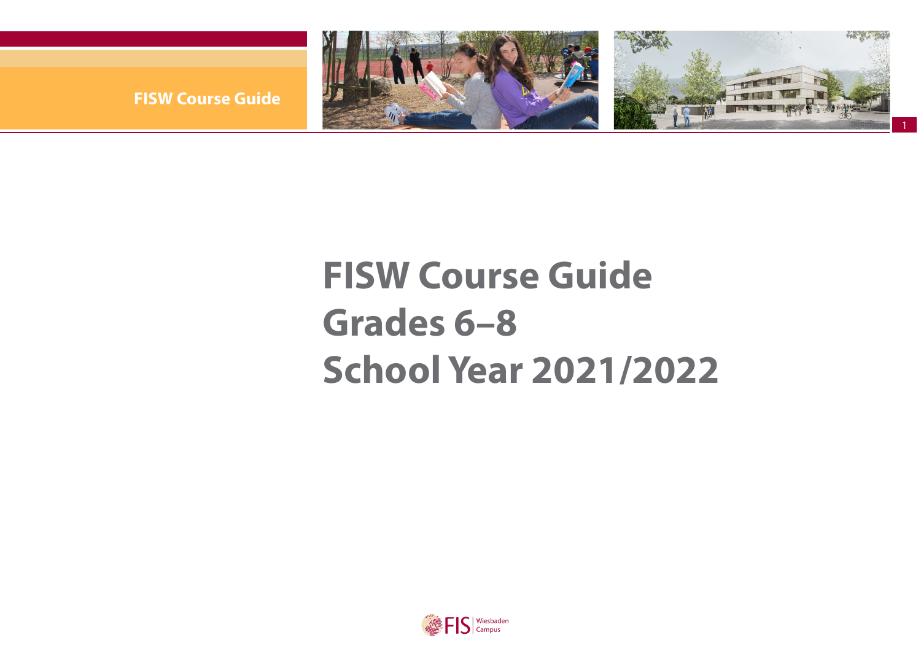# FISW Course Guide
# Grades 6–8
# School Year 2021/2022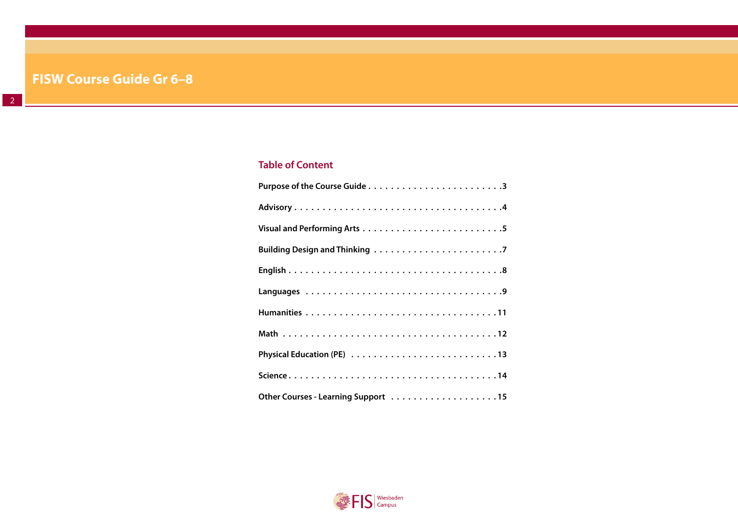## Table of Content

Purpose of the Course Guide . . . . . . . . . . . . . . . . . . . . . . . . 3

Advisory . . . . . . . . . . . . . . . . . . . . . . . . . . . . . . . . . . . . . 4

Visual and Performing Arts . . . . . . . . . . . . . . . . . . . . . . . . . 5

Building Design and Thinking . . . . . . . . . . . . . . . . . . . . . . . 7

English . . . . . . . . . . . . . . . . . . . . . . . . . . . . . . . . . . . . . . 8

Languages . . . . . . . . . . . . . . . . . . . . . . . . . . . . . . . . . . . 9

Humanities . . . . . . . . . . . . . . . . . . . . . . . . . . . . . . . . . . 11

Math . . . . . . . . . . . . . . . . . . . . . . . . . . . . . . . . . . . . . . 12

Physical Education (PE) . . . . . . . . . . . . . . . . . . . . . . . . . 13

Science . . . . . . . . . . . . . . . . . . . . . . . . . . . . . . . . . . . . . 14

Other Courses - Learning Support . . . . . . . . . . . . . . . . . . . 15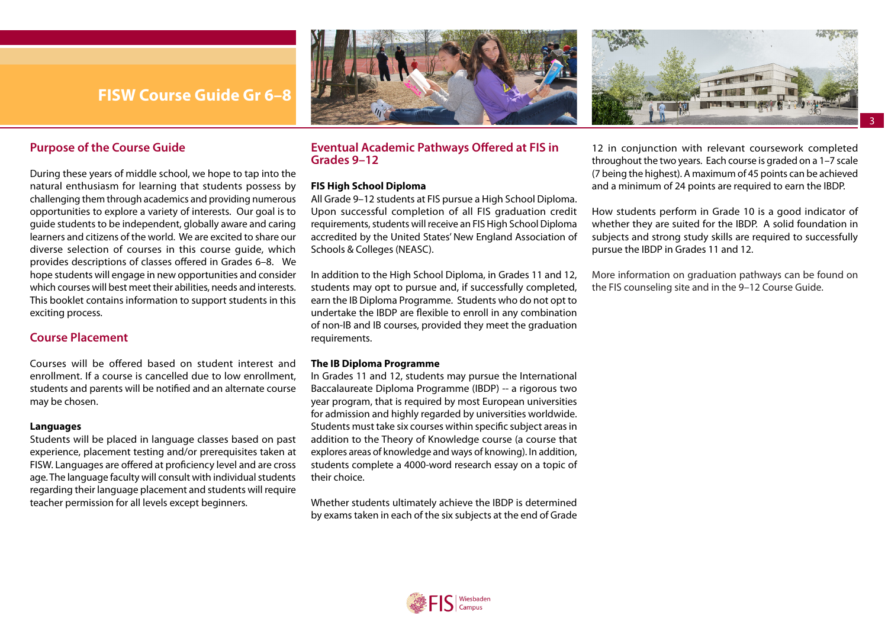# FISW Course Guide Gr 6–8

## Purpose of the Course Guide

During these years of middle school, we hope to tap into the natural enthusiasm for learning that students possess by challenging them through academics and providing numerous opportunities to explore a variety of interests. Our goal is to guide students to be independent, globally aware and caring learners and citizens of the world. We are excited to share our diverse selection of courses in this course guide, which provides descriptions of classes offered in Grades 6–8. We hope students will engage in new opportunities and consider which courses will best meet their abilities, needs and interests. This booklet contains information to support students in this exciting process.

## Course Placement

Courses will be offered based on student interest and enrollment. If a course is cancelled due to low enrollment, students and parents will be notified and an alternate course may be chosen.

**Languages**

Students will be placed in language classes based on past experience, placement testing and/or prerequisites taken at FISW. Languages are offered at proficiency level and are cross age. The language faculty will consult with individual students regarding their language placement and students will require teacher permission for all levels except beginners.

## Eventual Academic Pathways Offered at FIS in Grades 9–12

**FIS High School Diploma**

All Grade 9–12 students at FIS pursue a High School Diploma. Upon successful completion of all FIS graduation credit requirements, students will receive an FIS High School Diploma accredited by the United States' New England Association of Schools & Colleges (NEASC).

In addition to the High School Diploma, in Grades 11 and 12, students may opt to pursue and, if successfully completed, earn the IB Diploma Programme. Students who do not opt to undertake the IBDP are flexible to enroll in any combination of non-IB and IB courses, provided they meet the graduation requirements.

**The IB Diploma Programme**

In Grades 11 and 12, students may pursue the International Baccalaureate Diploma Programme (IBDP) -- a rigorous two year program, that is required by most European universities for admission and highly regarded by universities worldwide. Students must take six courses within specific subject areas in addition to the Theory of Knowledge course (a course that explores areas of knowledge and ways of knowing). In addition, students complete a 4000-word research essay on a topic of their choice.

Whether students ultimately achieve the IBDP is determined by exams taken in each of the six subjects at the end of Grade 12 in conjunction with relevant coursework completed throughout the two years. Each course is graded on a 1–7 scale (7 being the highest). A maximum of 45 points can be achieved and a minimum of 24 points are required to earn the IBDP.

How students perform in Grade 10 is a good indicator of whether they are suited for the IBDP. A solid foundation in subjects and strong study skills are required to successfully pursue the IBDP in Grades 11 and 12.

More information on graduation pathways can be found on the FIS counseling site and in the 9–12 Course Guide.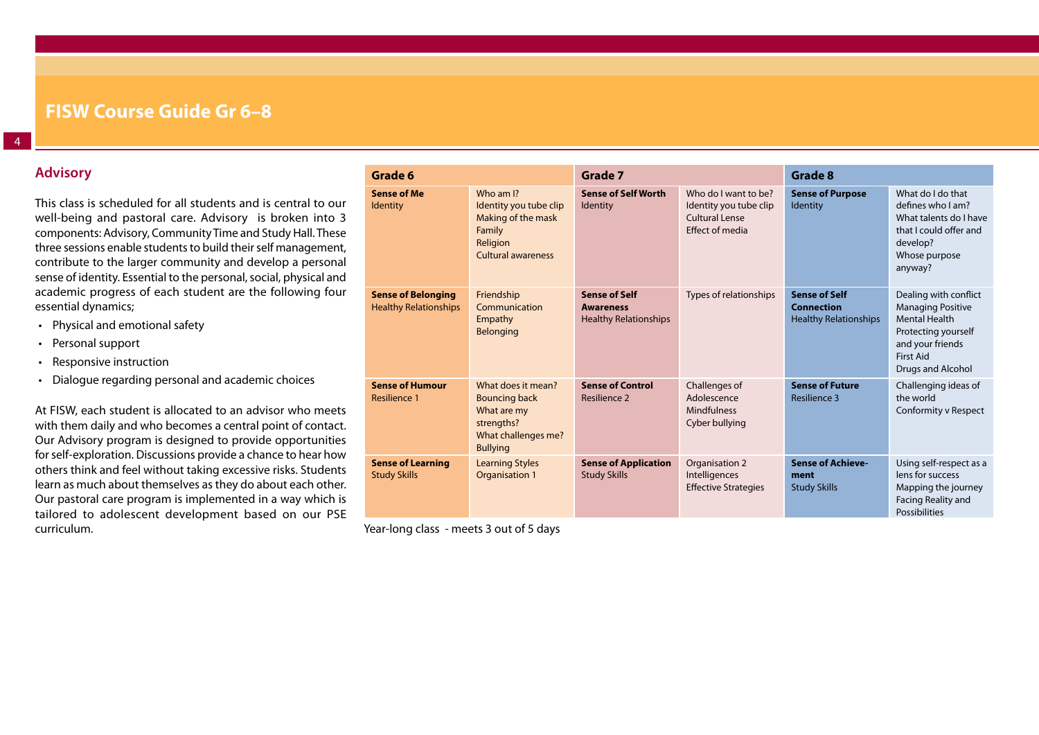## Advisory

This class is scheduled for all students and is central to our well-being and pastoral care. Advisory is broken into 3 components: Advisory, Community Time and Study Hall. These three sessions enable students to build their self management, contribute to the larger community and develop a personal sense of identity. Essential to the personal, social, physical and academic progress of each student are the following four essential dynamics;

- Physical and emotional safety
- Personal support
- Responsive instruction
- Dialogue regarding personal and academic choices

At FISW, each student is allocated to an advisor who meets with them daily and who becomes a central point of contact. Our Advisory program is designed to provide opportunities for self-exploration. Discussions provide a chance to hear how others think and feel without taking excessive risks. Students learn as much about themselves as they do about each other. Our pastoral care program is implemented in a way which is tailored to adolescent development based on our PSE curriculum.

| Grade 6 | | Grade 7 | | Grade 8 | |
|---|---|---|---|---|---|
| **Sense of Me** Identity | Who am I? Identity you tube clip Making of the mask Family Religion Cultural awareness | **Sense of Self Worth** Identity | Who do I want to be? Identity you tube clip Cultural Lense Effect of media | **Sense of Purpose** Identity | What do I do that defines who I am? What talents do I have that I could offer and develop? Whose purpose anyway? |
| **Sense of Belonging** Healthy Relationships | Friendship Communication Empathy Belonging | **Sense of Self Awareness** Healthy Relationships | Types of relationships | **Sense of Self Connection** Healthy Relationships | Dealing with conflict Managing Positive Mental Health Protecting yourself and your friends First Aid Drugs and Alcohol |
| **Sense of Humour** Resilience 1 | What does it mean? Bouncing back What are my strengths? What challenges me? Bullying | **Sense of Control** Resilience 2 | Challenges of Adolescence Mindfulness Cyber bullying | **Sense of Future** Resilience 3 | Challenging ideas of the world Conformity v Respect |
| **Sense of Learning** Study Skills | Learning Styles Organisation 1 | **Sense of Application** Study Skills | Organisation 2 Intelligences Effective Strategies | **Sense of Achievement** Study Skills | Using self-respect as a lens for success Mapping the journey Facing Reality and Possibilities |

Year-long class - meets 3 out of 5 days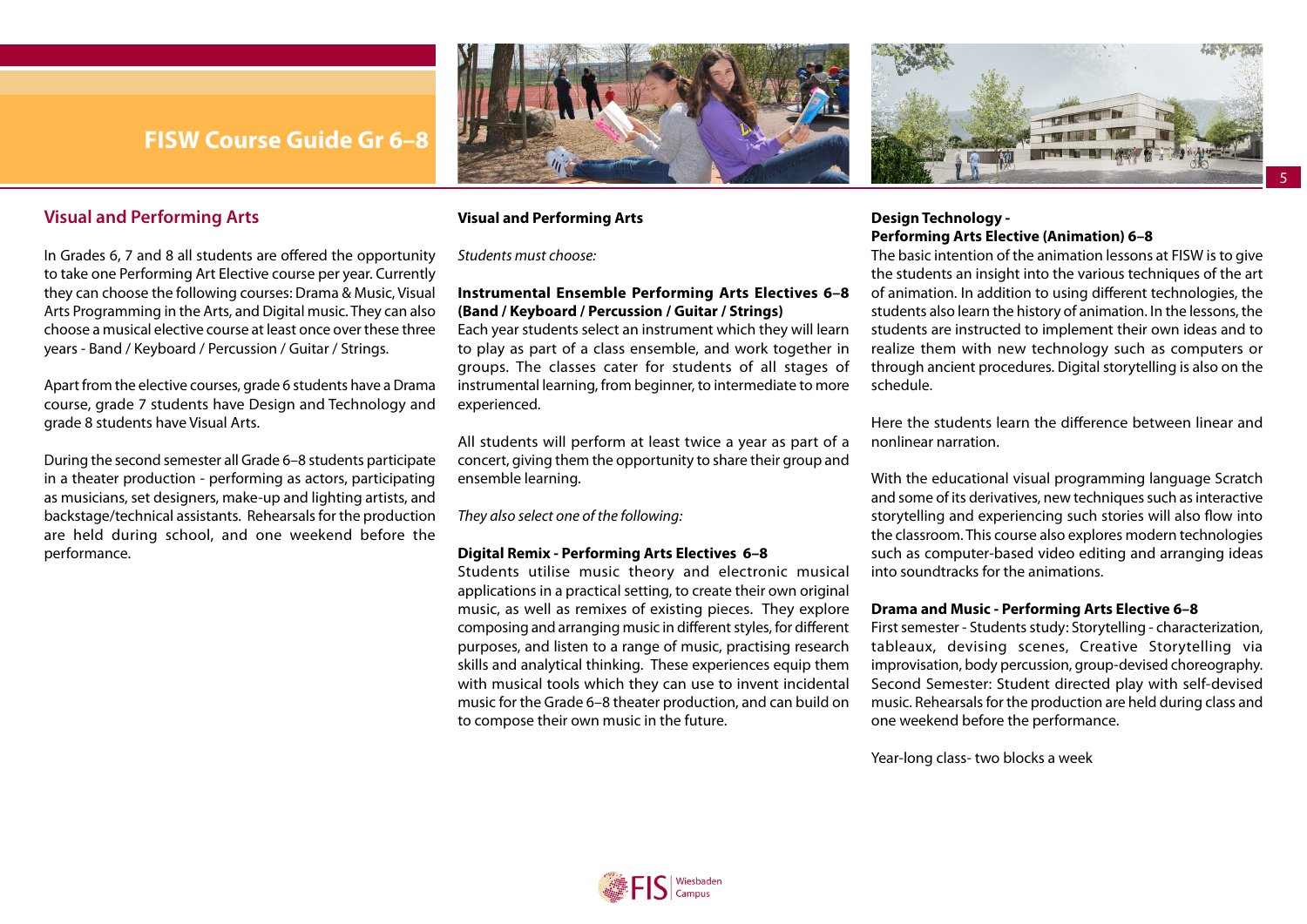## Visual and Performing Arts

In Grades 6, 7 and 8 all students are offered the opportunity to take one Performing Art Elective course per year. Currently they can choose the following courses: Drama & Music, Visual Arts Programming in the Arts, and Digital music. They can also choose a musical elective course at least once over these three years - Band / Keyboard / Percussion / Guitar / Strings.

Apart from the elective courses, grade 6 students have a Drama course, grade 7 students have Design and Technology and grade 8 students have Visual Arts.

During the second semester all Grade 6–8 students participate in a theater production - performing as actors, participating as musicians, set designers, make-up and lighting artists, and backstage/technical assistants. Rehearsals for the production are held during school, and one weekend before the performance.

**Visual and Performing Arts**

*Students must choose:*

**Instrumental Ensemble Performing Arts Electives 6–8 (Band / Keyboard / Percussion / Guitar / Strings)**
Each year students select an instrument which they will learn to play as part of a class ensemble, and work together in groups. The classes cater for students of all stages of instrumental learning, from beginner, to intermediate to more experienced.

All students will perform at least twice a year as part of a concert, giving them the opportunity to share their group and ensemble learning.

*They also select one of the following:*

**Digital Remix - Performing Arts Electives 6–8**
Students utilise music theory and electronic musical applications in a practical setting, to create their own original music, as well as remixes of existing pieces. They explore composing and arranging music in different styles, for different purposes, and listen to a range of music, practising research skills and analytical thinking. These experiences equip them with musical tools which they can use to invent incidental music for the Grade 6–8 theater production, and can build on to compose their own music in the future.

**Design Technology - Performing Arts Elective (Animation) 6–8**
The basic intention of the animation lessons at FISW is to give the students an insight into the various techniques of the art of animation. In addition to using different technologies, the students also learn the history of animation. In the lessons, the students are instructed to implement their own ideas and to realize them with new technology such as computers or through ancient procedures. Digital storytelling is also on the schedule.

Here the students learn the difference between linear and nonlinear narration.

With the educational visual programming language Scratch and some of its derivatives, new techniques such as interactive storytelling and experiencing such stories will also flow into the classroom. This course also explores modern technologies such as computer-based video editing and arranging ideas into soundtracks for the animations.

**Drama and Music - Performing Arts Elective 6–8**
First semester - Students study: Storytelling - characterization, tableaux, devising scenes, Creative Storytelling via improvisation, body percussion, group-devised choreography. Second Semester: Student directed play with self-devised music. Rehearsals for the production are held during class and one weekend before the performance.

Year-long class- two blocks a week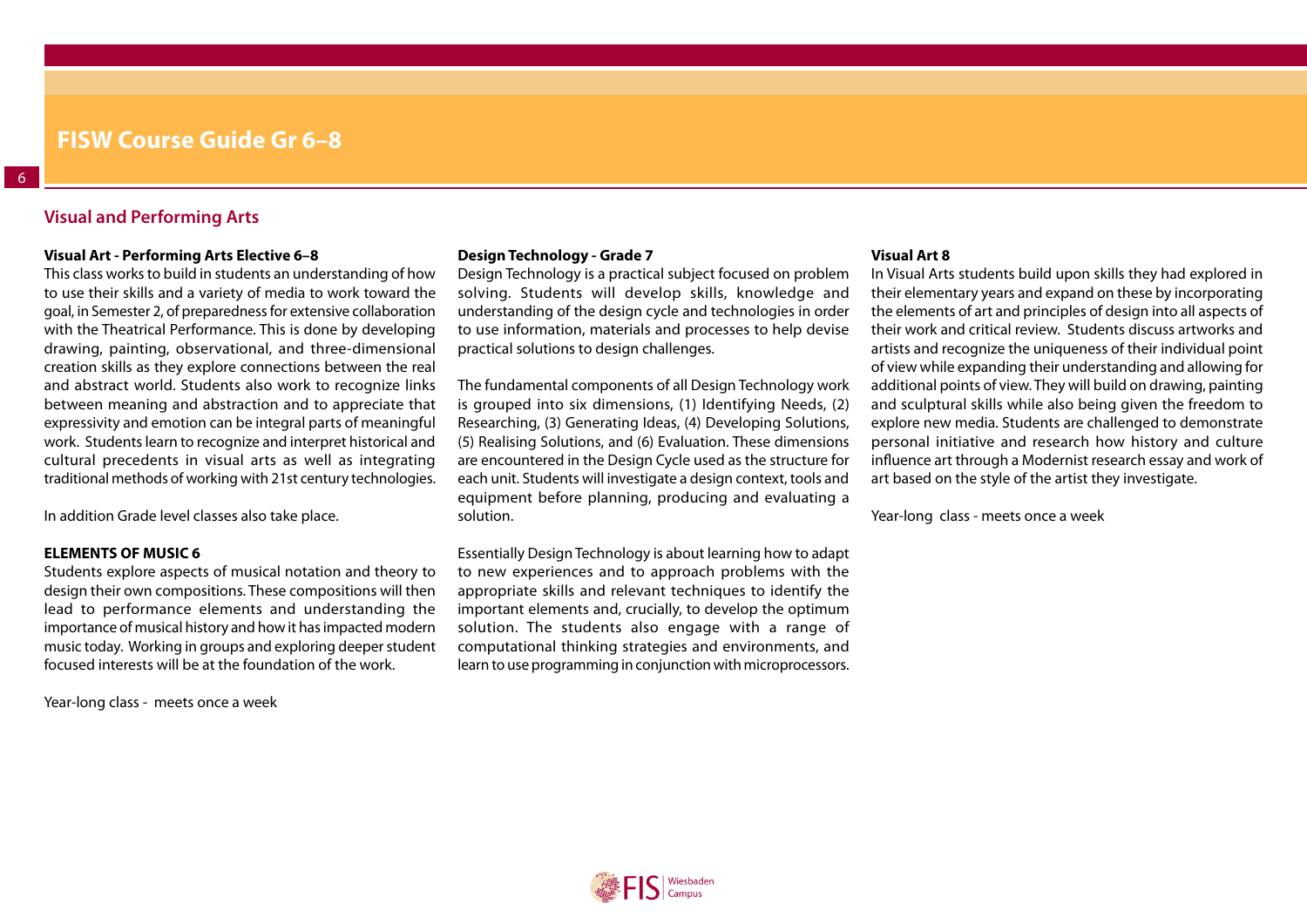## Visual and Performing Arts

### Visual Art - Performing Arts Elective 6–8

This class works to build in students an understanding of how to use their skills and a variety of media to work toward the goal, in Semester 2, of preparedness for extensive collaboration with the Theatrical Performance. This is done by developing drawing, painting, observational, and three-dimensional creation skills as they explore connections between the real and abstract world. Students also work to recognize links between meaning and abstraction and to appreciate that expressivity and emotion can be integral parts of meaningful work. Students learn to recognize and interpret historical and cultural precedents in visual arts as well as integrating traditional methods of working with 21st century technologies.

In addition Grade level classes also take place.

### ELEMENTS OF MUSIC 6

Students explore aspects of musical notation and theory to design their own compositions. These compositions will then lead to performance elements and understanding the importance of musical history and how it has impacted modern music today. Working in groups and exploring deeper student focused interests will be at the foundation of the work.

Year-long class - meets once a week

### Design Technology - Grade 7

Design Technology is a practical subject focused on problem solving. Students will develop skills, knowledge and understanding of the design cycle and technologies in order to use information, materials and processes to help devise practical solutions to design challenges.

The fundamental components of all Design Technology work is grouped into six dimensions, (1) Identifying Needs, (2) Researching, (3) Generating Ideas, (4) Developing Solutions, (5) Realising Solutions, and (6) Evaluation. These dimensions are encountered in the Design Cycle used as the structure for each unit. Students will investigate a design context, tools and equipment before planning, producing and evaluating a solution.

Essentially Design Technology is about learning how to adapt to new experiences and to approach problems with the appropriate skills and relevant techniques to identify the important elements and, crucially, to develop the optimum solution. The students also engage with a range of computational thinking strategies and environments, and learn to use programming in conjunction with microprocessors.

### Visual Art 8

In Visual Arts students build upon skills they had explored in their elementary years and expand on these by incorporating the elements of art and principles of design into all aspects of their work and critical review. Students discuss artworks and artists and recognize the uniqueness of their individual point of view while expanding their understanding and allowing for additional points of view. They will build on drawing, painting and sculptural skills while also being given the freedom to explore new media. Students are challenged to demonstrate personal initiative and research how history and culture influence art through a Modernist research essay and work of art based on the style of the artist they investigate.

Year-long class - meets once a week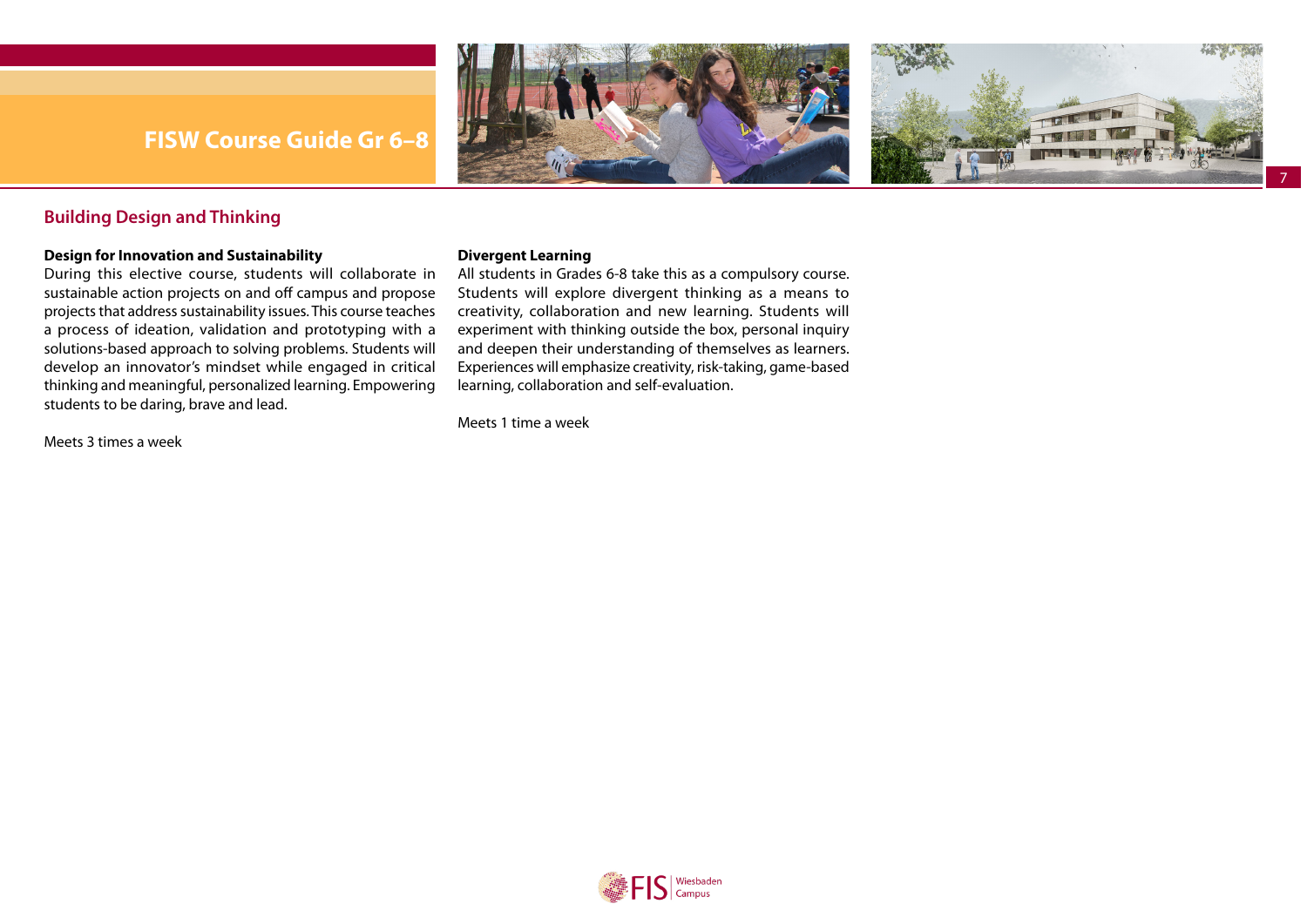## Building Design and Thinking

**Design for Innovation and Sustainability**

During this elective course, students will collaborate in sustainable action projects on and off campus and propose projects that address sustainability issues. This course teaches a process of ideation, validation and prototyping with a solutions-based approach to solving problems. Students will develop an innovator's mindset while engaged in critical thinking and meaningful, personalized learning. Empowering students to be daring, brave and lead.

Meets 3 times a week

**Divergent Learning**

All students in Grades 6-8 take this as a compulsory course. Students will explore divergent thinking as a means to creativity, collaboration and new learning. Students will experiment with thinking outside the box, personal inquiry and deepen their understanding of themselves as learners. Experiences will emphasize creativity, risk-taking, game-based learning, collaboration and self-evaluation.

Meets 1 time a week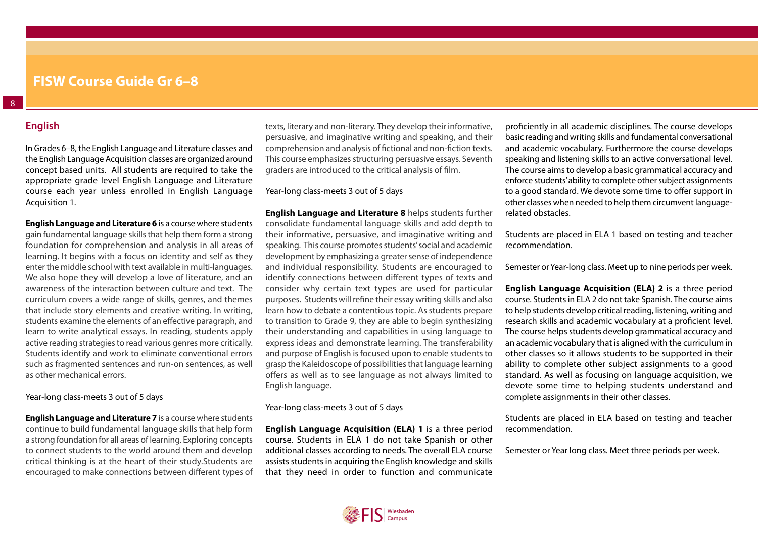## English

In Grades 6–8, the English Language and Literature classes and the English Language Acquisition classes are organized around concept based units. All students are required to take the appropriate grade level English Language and Literature course each year unless enrolled in English Language Acquisition 1.

**English Language and Literature 6** is a course where students gain fundamental language skills that help them form a strong foundation for comprehension and analysis in all areas of learning. It begins with a focus on identity and self as they enter the middle school with text available in multi-languages. We also hope they will develop a love of literature, and an awareness of the interaction between culture and text. The curriculum covers a wide range of skills, genres, and themes that include story elements and creative writing. In writing, students examine the elements of an effective paragraph, and learn to write analytical essays. In reading, students apply active reading strategies to read various genres more critically. Students identify and work to eliminate conventional errors such as fragmented sentences and run-on sentences, as well as other mechanical errors.

Year-long class-meets 3 out of 5 days

**English Language and Literature 7** is a course where students continue to build fundamental language skills that help form a strong foundation for all areas of learning. Exploring concepts to connect students to the world around them and develop critical thinking is at the heart of their study.Students are encouraged to make connections between different types of texts, literary and non-literary. They develop their informative, persuasive, and imaginative writing and speaking, and their comprehension and analysis of fictional and non-fiction texts. This course emphasizes structuring persuasive essays. Seventh graders are introduced to the critical analysis of film.

Year-long class-meets 3 out of 5 days

**English Language and Literature 8** helps students further consolidate fundamental language skills and add depth to their informative, persuasive, and imaginative writing and speaking. This course promotes students' social and academic development by emphasizing a greater sense of independence and individual responsibility. Students are encouraged to identify connections between different types of texts and consider why certain text types are used for particular purposes. Students will refine their essay writing skills and also learn how to debate a contentious topic. As students prepare to transition to Grade 9, they are able to begin synthesizing their understanding and capabilities in using language to express ideas and demonstrate learning. The transferability and purpose of English is focused upon to enable students to grasp the Kaleidoscope of possibilities that language learning offers as well as to see language as not always limited to English language.

Year-long class-meets 3 out of 5 days

**English Language Acquisition (ELA) 1** is a three period course. Students in ELA 1 do not take Spanish or other additional classes according to needs. The overall ELA course assists students in acquiring the English knowledge and skills that they need in order to function and communicate proficiently in all academic disciplines. The course develops basic reading and writing skills and fundamental conversational and academic vocabulary. Furthermore the course develops speaking and listening skills to an active conversational level. The course aims to develop a basic grammatical accuracy and enforce students' ability to complete other subject assignments to a good standard. We devote some time to offer support in other classes when needed to help them circumvent language-related obstacles.

Students are placed in ELA 1 based on testing and teacher recommendation.

Semester or Year-long class. Meet up to nine periods per week.

**English Language Acquisition (ELA) 2** is a three period course. Students in ELA 2 do not take Spanish. The course aims to help students develop critical reading, listening, writing and research skills and academic vocabulary at a proficient level. The course helps students develop grammatical accuracy and an academic vocabulary that is aligned with the curriculum in other classes so it allows students to be supported in their ability to complete other subject assignments to a good standard. As well as focusing on language acquisition, we devote some time to helping students understand and complete assignments in their other classes.

Students are placed in ELA based on testing and teacher recommendation.

Semester or Year long class. Meet three periods per week.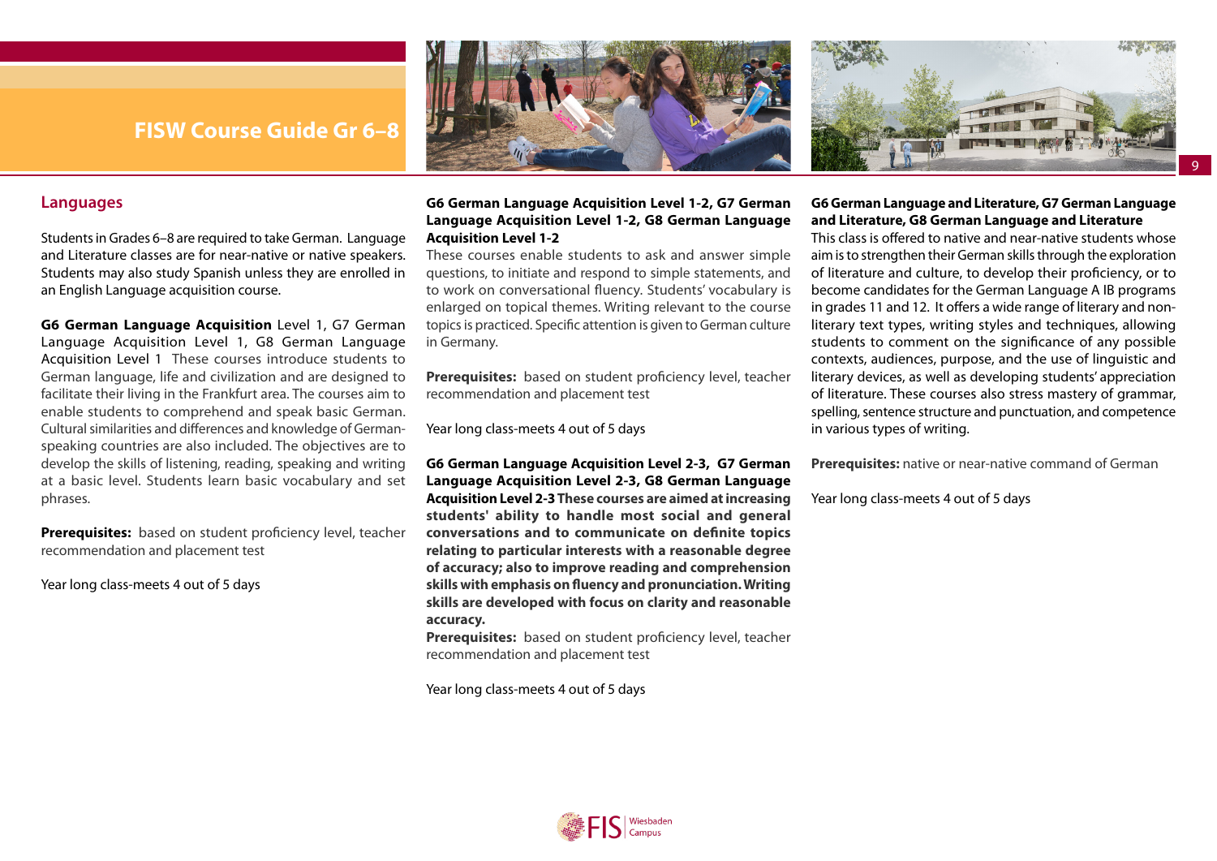## Languages

Students in Grades 6–8 are required to take German. Language and Literature classes are for near-native or native speakers. Students may also study Spanish unless they are enrolled in an English Language acquisition course.

**G6 German Language Acquisition** Level 1, G7 German Language Acquisition Level 1, G8 German Language Acquisition Level 1 These courses introduce students to German language, life and civilization and are designed to facilitate their living in the Frankfurt area. The courses aim to enable students to comprehend and speak basic German. Cultural similarities and differences and knowledge of German-speaking countries are also included. The objectives are to develop the skills of listening, reading, speaking and writing at a basic level. Students learn basic vocabulary and set phrases.

**Prerequisites:** based on student proficiency level, teacher recommendation and placement test

Year long class-meets 4 out of 5 days

**G6 German Language Acquisition Level 1-2, G7 German Language Acquisition Level 1-2, G8 German Language Acquisition Level 1-2**

These courses enable students to ask and answer simple questions, to initiate and respond to simple statements, and to work on conversational fluency. Students' vocabulary is enlarged on topical themes. Writing relevant to the course topics is practiced. Specific attention is given to German culture in Germany.

**Prerequisites:** based on student proficiency level, teacher recommendation and placement test

Year long class-meets 4 out of 5 days

**G6 German Language Acquisition Level 2-3, G7 German Language Acquisition Level 2-3, G8 German Language Acquisition Level 2-3 These courses are aimed at increasing students' ability to handle most social and general conversations and to communicate on definite topics relating to particular interests with a reasonable degree of accuracy; also to improve reading and comprehension skills with emphasis on fluency and pronunciation. Writing skills are developed with focus on clarity and reasonable accuracy.**

**Prerequisites:** based on student proficiency level, teacher recommendation and placement test

Year long class-meets 4 out of 5 days

**G6 German Language and Literature, G7 German Language and Literature, G8 German Language and Literature**

This class is offered to native and near-native students whose aim is to strengthen their German skills through the exploration of literature and culture, to develop their proficiency, or to become candidates for the German Language A IB programs in grades 11 and 12. It offers a wide range of literary and non-literary text types, writing styles and techniques, allowing students to comment on the significance of any possible contexts, audiences, purpose, and the use of linguistic and literary devices, as well as developing students' appreciation of literature. These courses also stress mastery of grammar, spelling, sentence structure and punctuation, and competence in various types of writing.

**Prerequisites:** native or near-native command of German

Year long class-meets 4 out of 5 days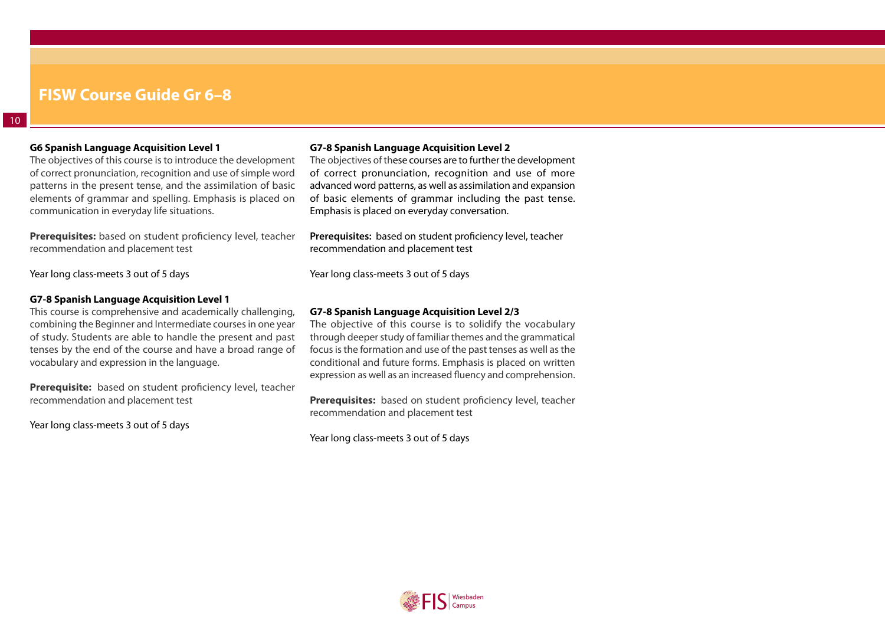**G6 Spanish Language Acquisition Level 1**

The objectives of this course is to introduce the development of correct pronunciation, recognition and use of simple word patterns in the present tense, and the assimilation of basic elements of grammar and spelling. Emphasis is placed on communication in everyday life situations.

**Prerequisites:** based on student proficiency level, teacher recommendation and placement test

Year long class-meets 3 out of 5 days

**G7-8 Spanish Language Acquisition Level 1**

This course is comprehensive and academically challenging, combining the Beginner and Intermediate courses in one year of study. Students are able to handle the present and past tenses by the end of the course and have a broad range of vocabulary and expression in the language.

**Prerequisite:** based on student proficiency level, teacher recommendation and placement test

Year long class-meets 3 out of 5 days

**G7-8 Spanish Language Acquisition Level 2**

The objectives of these courses are to further the development of correct pronunciation, recognition and use of more advanced word patterns, as well as assimilation and expansion of basic elements of grammar including the past tense. Emphasis is placed on everyday conversation.

**Prerequisites:** based on student proficiency level, teacher recommendation and placement test

Year long class-meets 3 out of 5 days

**G7-8 Spanish Language Acquisition Level 2/3**

The objective of this course is to solidify the vocabulary through deeper study of familiar themes and the grammatical focus is the formation and use of the past tenses as well as the conditional and future forms. Emphasis is placed on written expression as well as an increased fluency and comprehension.

**Prerequisites:** based on student proficiency level, teacher recommendation and placement test

Year long class-meets 3 out of 5 days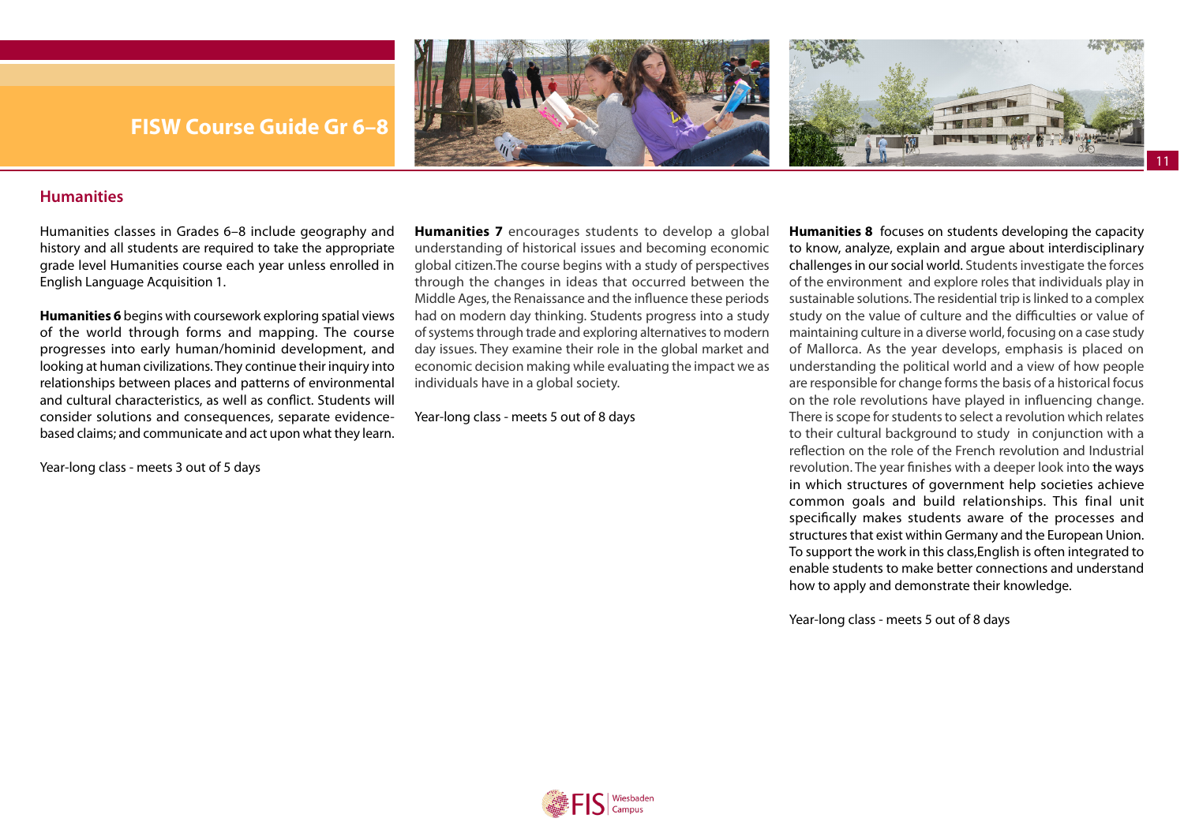## Humanities

Humanities classes in Grades 6–8 include geography and history and all students are required to take the appropriate grade level Humanities course each year unless enrolled in English Language Acquisition 1.

**Humanities 6** begins with coursework exploring spatial views of the world through forms and mapping. The course progresses into early human/hominid development, and looking at human civilizations. They continue their inquiry into relationships between places and patterns of environmental and cultural characteristics, as well as conflict. Students will consider solutions and consequences, separate evidence-based claims; and communicate and act upon what they learn.

Year-long class - meets 3 out of 5 days

**Humanities 7** encourages students to develop a global understanding of historical issues and becoming economic global citizen.The course begins with a study of perspectives through the changes in ideas that occurred between the Middle Ages, the Renaissance and the influence these periods had on modern day thinking. Students progress into a study of systems through trade and exploring alternatives to modern day issues. They examine their role in the global market and economic decision making while evaluating the impact we as individuals have in a global society.

Year-long class - meets 5 out of 8 days

**Humanities 8** focuses on students developing the capacity to know, analyze, explain and argue about interdisciplinary challenges in our social world. Students investigate the forces of the environment and explore roles that individuals play in sustainable solutions. The residential trip is linked to a complex study on the value of culture and the difficulties or value of maintaining culture in a diverse world, focusing on a case study of Mallorca. As the year develops, emphasis is placed on understanding the political world and a view of how people are responsible for change forms the basis of a historical focus on the role revolutions have played in influencing change. There is scope for students to select a revolution which relates to their cultural background to study in conjunction with a reflection on the role of the French revolution and Industrial revolution. The year finishes with a deeper look into the ways in which structures of government help societies achieve common goals and build relationships. This final unit specifically makes students aware of the processes and structures that exist within Germany and the European Union. To support the work in this class,English is often integrated to enable students to make better connections and understand how to apply and demonstrate their knowledge.

Year-long class - meets 5 out of 8 days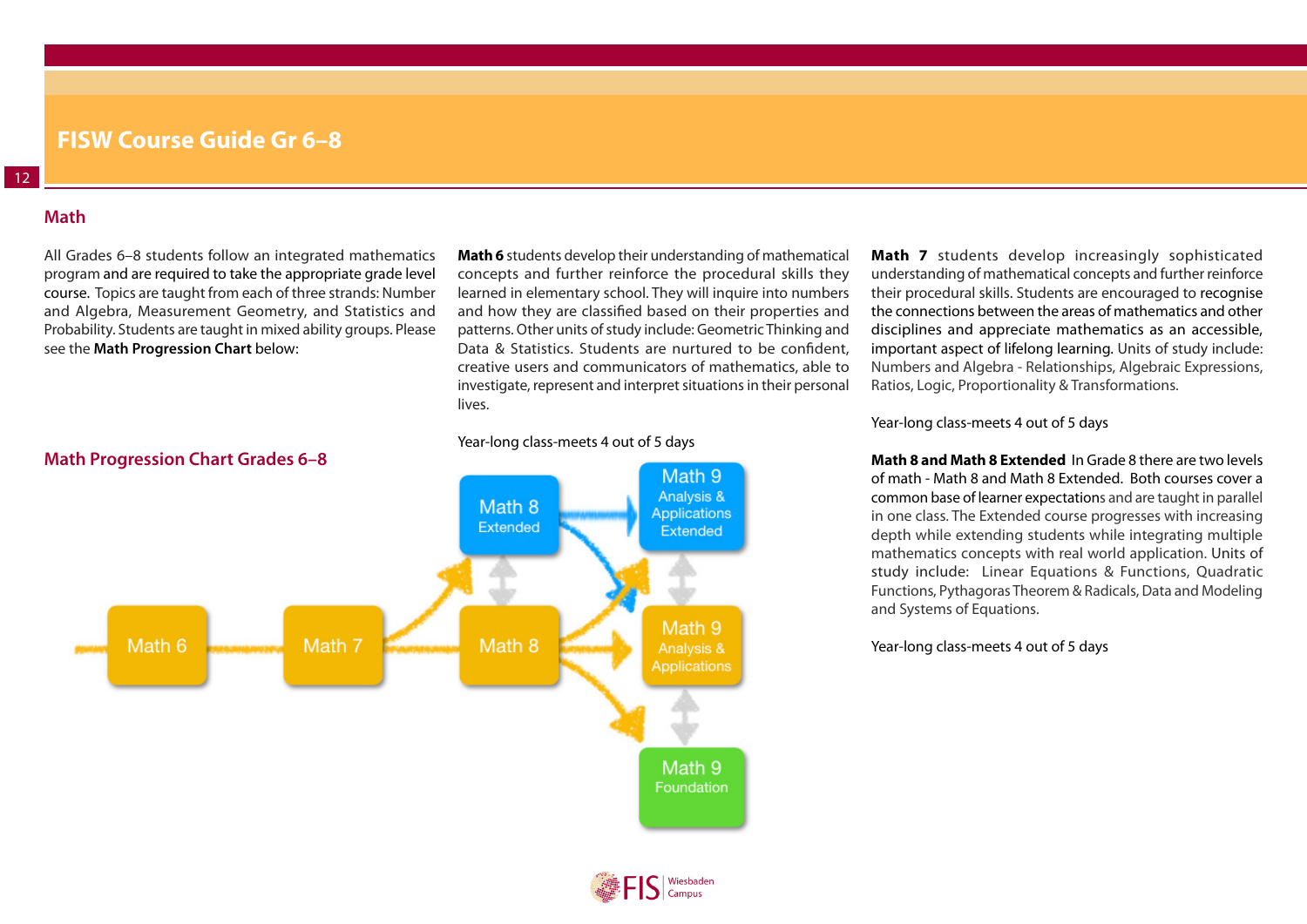## Math

All Grades 6–8 students follow an integrated mathematics program and are required to take the appropriate grade level course. Topics are taught from each of three strands: Number and Algebra, Measurement Geometry, and Statistics and Probability. Students are taught in mixed ability groups. Please see the **Math Progression Chart** below:

### Math Progression Chart Grades 6–8

Math 6 → Math 7 → Math 8 / Math 8 Extended

Math 8 Extended → Math 9 Analysis & Applications Extended

Math 8 → Math 9 Analysis & Applications Extended; Math 9 Analysis & Applications; Math 9 Foundation

**Math 6** students develop their understanding of mathematical concepts and further reinforce the procedural skills they learned in elementary school. They will inquire into numbers and how they are classified based on their properties and patterns. Other units of study include: Geometric Thinking and Data & Statistics. Students are nurtured to be confident, creative users and communicators of mathematics, able to investigate, represent and interpret situations in their personal lives.

Year-long class-meets 4 out of 5 days

**Math 7** students develop increasingly sophisticated understanding of mathematical concepts and further reinforce their procedural skills. Students are encouraged to recognise the connections between the areas of mathematics and other disciplines and appreciate mathematics as an accessible, important aspect of lifelong learning. Units of study include: Numbers and Algebra - Relationships, Algebraic Expressions, Ratios, Logic, Proportionality & Transformations.

Year-long class-meets 4 out of 5 days

**Math 8 and Math 8 Extended** In Grade 8 there are two levels of math - Math 8 and Math 8 Extended. Both courses cover a common base of learner expectations and are taught in parallel in one class. The Extended course progresses with increasing depth while extending students while integrating multiple mathematics concepts with real world application. Units of study include: Linear Equations & Functions, Quadratic Functions, Pythagoras Theorem & Radicals, Data and Modeling and Systems of Equations.

Year-long class-meets 4 out of 5 days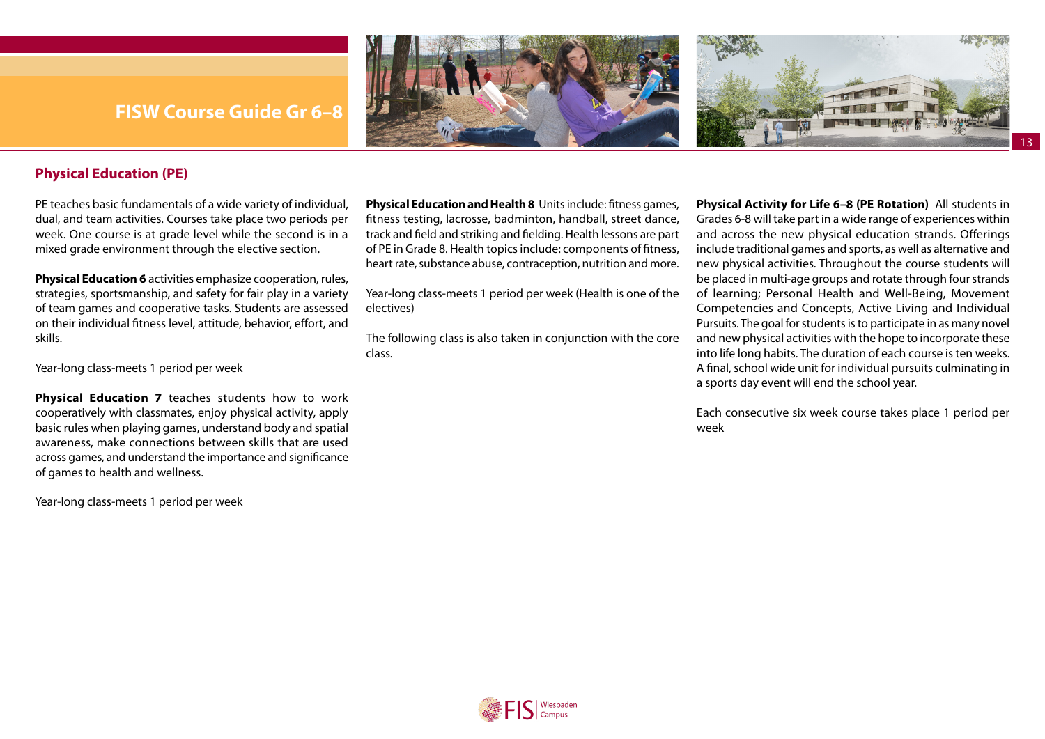## Physical Education (PE)

PE teaches basic fundamentals of a wide variety of individual, dual, and team activities. Courses take place two periods per week. One course is at grade level while the second is in a mixed grade environment through the elective section.

**Physical Education 6** activities emphasize cooperation, rules, strategies, sportsmanship, and safety for fair play in a variety of team games and cooperative tasks. Students are assessed on their individual fitness level, attitude, behavior, effort, and skills.

Year-long class-meets 1 period per week

**Physical Education 7** teaches students how to work cooperatively with classmates, enjoy physical activity, apply basic rules when playing games, understand body and spatial awareness, make connections between skills that are used across games, and understand the importance and significance of games to health and wellness.

Year-long class-meets 1 period per week

**Physical Education and Health 8** Units include: fitness games, fitness testing, lacrosse, badminton, handball, street dance, track and field and striking and fielding. Health lessons are part of PE in Grade 8. Health topics include: components of fitness, heart rate, substance abuse, contraception, nutrition and more.

Year-long class-meets 1 period per week (Health is one of the electives)

The following class is also taken in conjunction with the core class.

**Physical Activity for Life 6–8 (PE Rotation)** All students in Grades 6-8 will take part in a wide range of experiences within and across the new physical education strands. Offerings include traditional games and sports, as well as alternative and new physical activities. Throughout the course students will be placed in multi-age groups and rotate through four strands of learning; Personal Health and Well-Being, Movement Competencies and Concepts, Active Living and Individual Pursuits. The goal for students is to participate in as many novel and new physical activities with the hope to incorporate these into life long habits. The duration of each course is ten weeks. A final, school wide unit for individual pursuits culminating in a sports day event will end the school year.

Each consecutive six week course takes place 1 period per week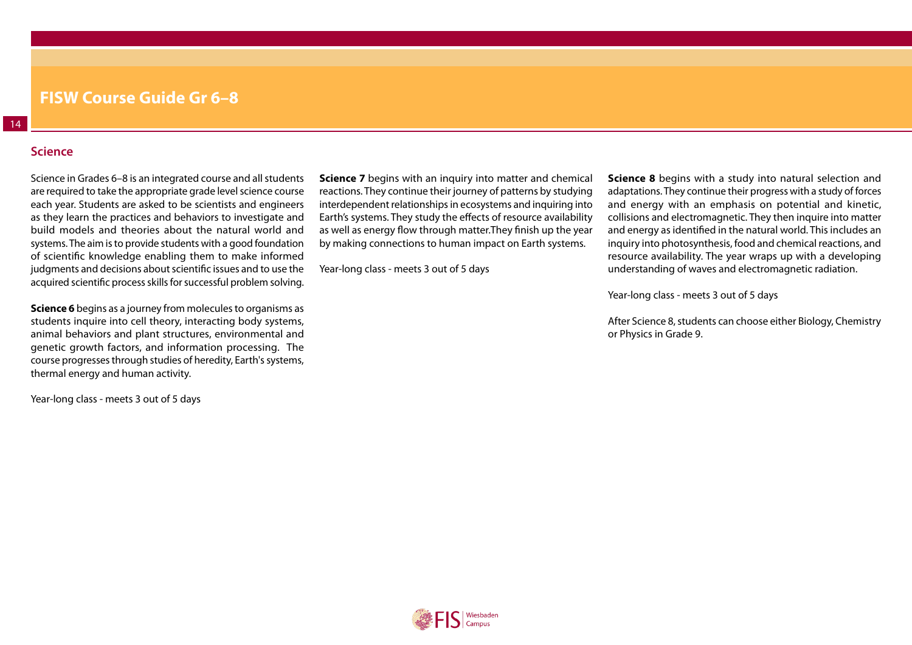## Science

Science in Grades 6–8 is an integrated course and all students are required to take the appropriate grade level science course each year. Students are asked to be scientists and engineers as they learn the practices and behaviors to investigate and build models and theories about the natural world and systems. The aim is to provide students with a good foundation of scientific knowledge enabling them to make informed judgments and decisions about scientific issues and to use the acquired scientific process skills for successful problem solving.

**Science 6** begins as a journey from molecules to organisms as students inquire into cell theory, interacting body systems, animal behaviors and plant structures, environmental and genetic growth factors, and information processing. The course progresses through studies of heredity, Earth's systems, thermal energy and human activity.

Year-long class - meets 3 out of 5 days

**Science 7** begins with an inquiry into matter and chemical reactions. They continue their journey of patterns by studying interdependent relationships in ecosystems and inquiring into Earth's systems. They study the effects of resource availability as well as energy flow through matter.They finish up the year by making connections to human impact on Earth systems.

Year-long class - meets 3 out of 5 days

**Science 8** begins with a study into natural selection and adaptations. They continue their progress with a study of forces and energy with an emphasis on potential and kinetic, collisions and electromagnetic. They then inquire into matter and energy as identified in the natural world. This includes an inquiry into photosynthesis, food and chemical reactions, and resource availability. The year wraps up with a developing understanding of waves and electromagnetic radiation.

Year-long class - meets 3 out of 5 days

After Science 8, students can choose either Biology, Chemistry or Physics in Grade 9.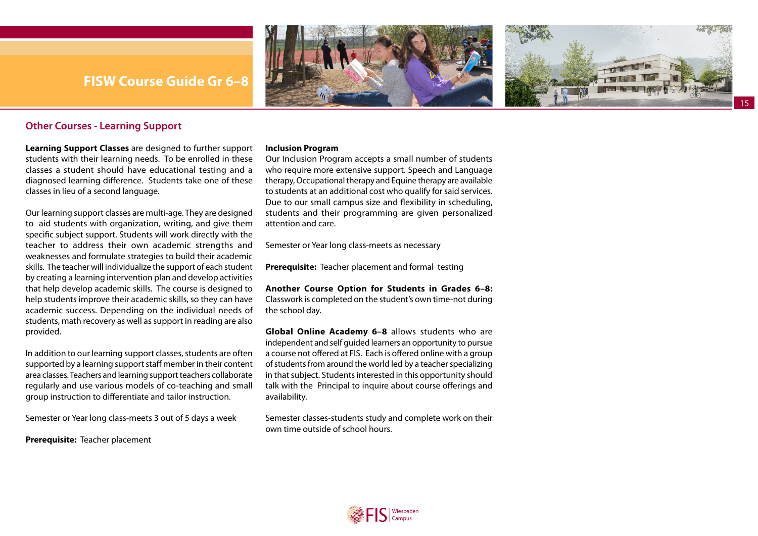## Other Courses - Learning Support

**Learning Support Classes** are designed to further support students with their learning needs. To be enrolled in these classes a student should have educational testing and a diagnosed learning difference. Students take one of these classes in lieu of a second language.

Our learning support classes are multi-age. They are designed to aid students with organization, writing, and give them specific subject support. Students will work directly with the teacher to address their own academic strengths and weaknesses and formulate strategies to build their academic skills. The teacher will individualize the support of each student by creating a learning intervention plan and develop activities that help develop academic skills. The course is designed to help students improve their academic skills, so they can have academic success. Depending on the individual needs of students, math recovery as well as support in reading are also provided.

In addition to our learning support classes, students are often supported by a learning support staff member in their content area classes. Teachers and learning support teachers collaborate regularly and use various models of co-teaching and small group instruction to differentiate and tailor instruction.

Semester or Year long class-meets 3 out of 5 days a week

**Prerequisite:** Teacher placement

**Inclusion Program**
Our Inclusion Program accepts a small number of students who require more extensive support. Speech and Language therapy, Occupational therapy and Equine therapy are available to students at an additional cost who qualify for said services. Due to our small campus size and flexibility in scheduling, students and their programming are given personalized attention and care.

Semester or Year long class-meets as necessary

**Prerequisite:** Teacher placement and formal testing

**Another Course Option for Students in Grades 6–8:** Classwork is completed on the student's own time-not during the school day.

**Global Online Academy 6–8** allows students who are independent and self guided learners an opportunity to pursue a course not offered at FIS. Each is offered online with a group of students from around the world led by a teacher specializing in that subject. Students interested in this opportunity should talk with the Principal to inquire about course offerings and availability.

Semester classes-students study and complete work on their own time outside of school hours.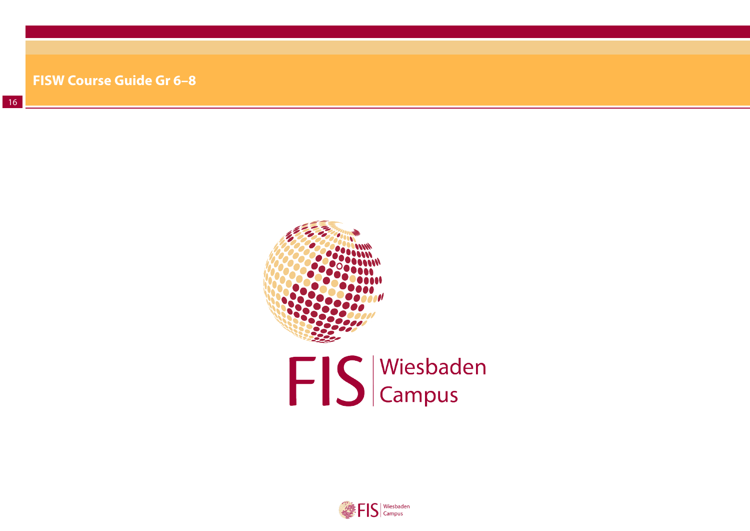FIS | Wiesbaden Campus